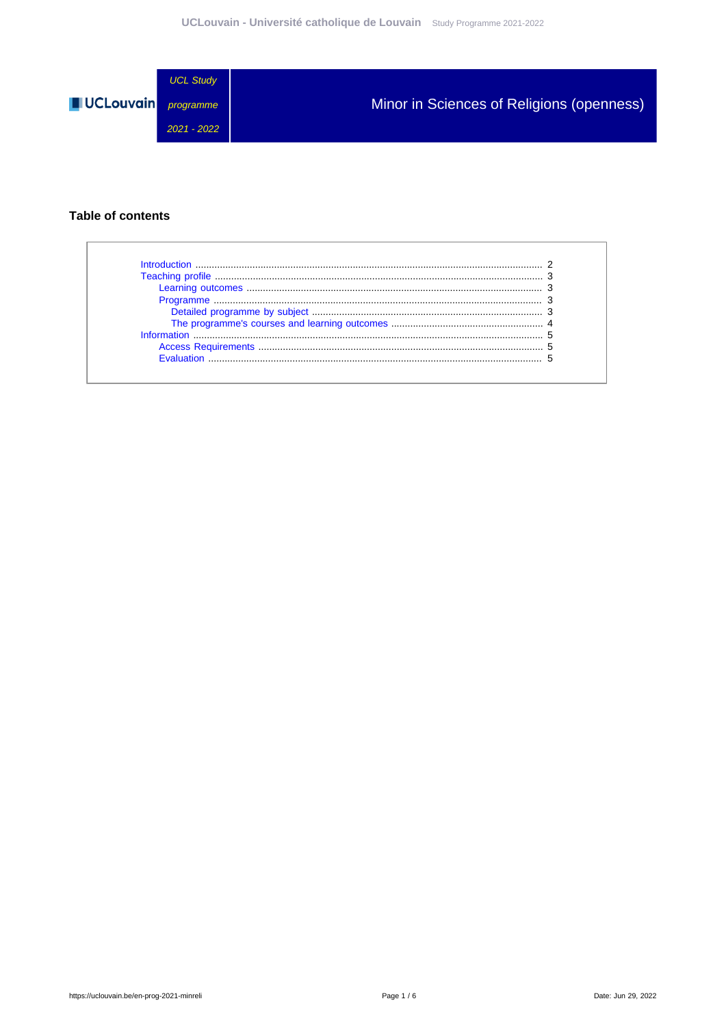UCLouvain

UCL Study programme 2021 - 2022

# Minor in Sciences of Religions (openness)

## Table of contents

- Introduction ........ 2
- Teaching profile ........ 3
  - Learning outcomes ........ 3
  - Programme ........ 3
    - Detailed programme by subject ........ 3
    - The programme's courses and learning outcomes ........ 4
- Information ........ 5
  - Access Requirements ........ 5
  - Evaluation ........ 5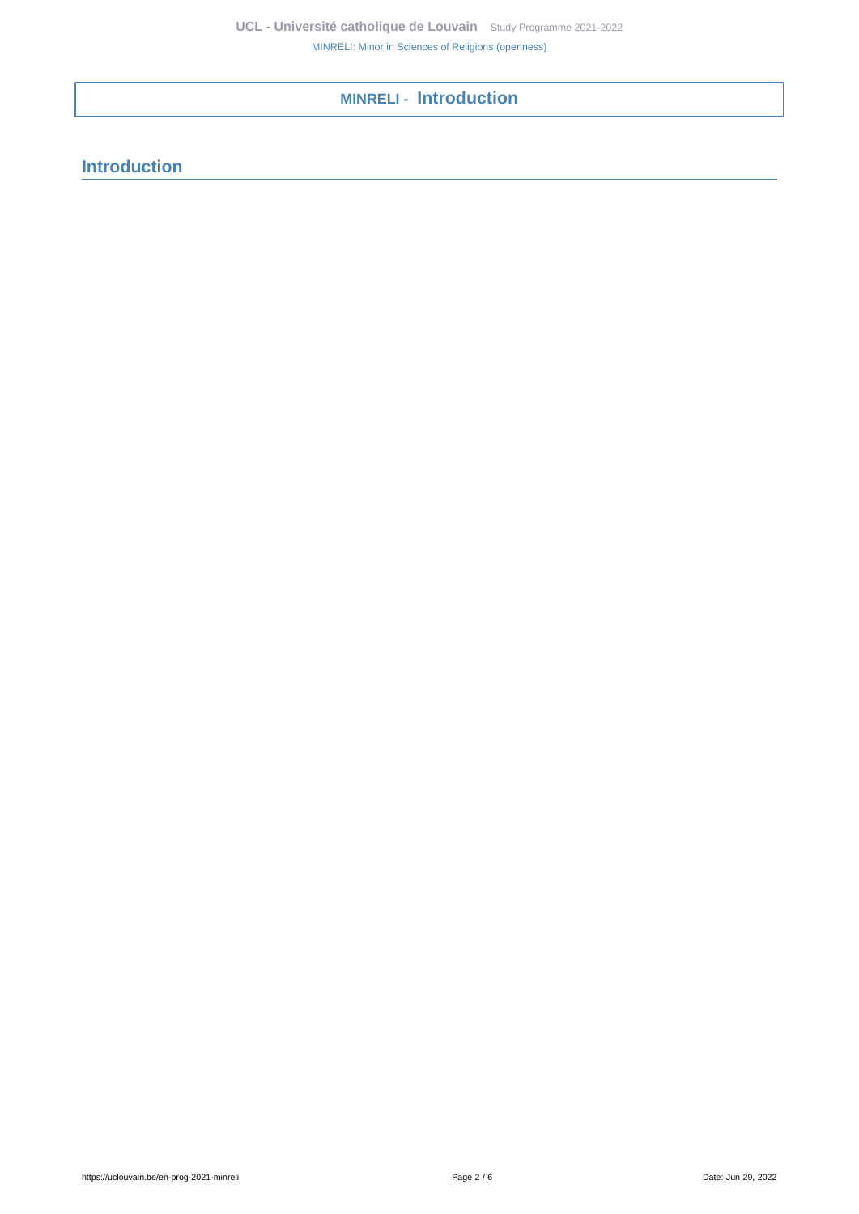# MINRELI - Introduction

## Introduction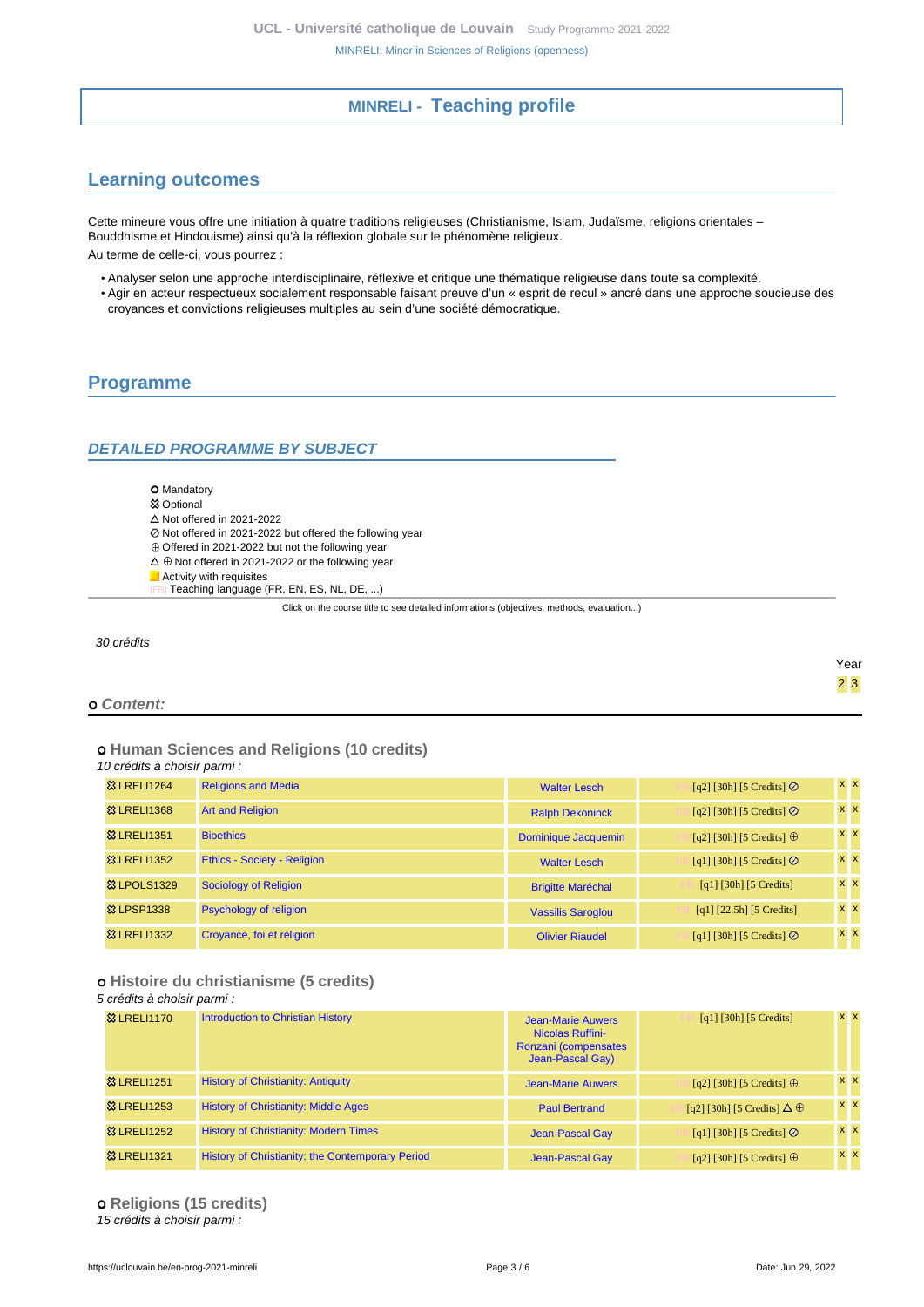## MINRELI - Teaching profile

## Learning outcomes

Cette mineure vous offre une initiation à quatre traditions religieuses (Christianisme, Islam, Judaïsme, religions orientales – Bouddhisme et Hindouisme) ainsi qu'à la réflexion globale sur le phénomène religieux.

Au terme de celle-ci, vous pourrez :

- Analyser selon une approche interdisciplinaire, réflexive et critique une thématique religieuse dans toute sa complexité.
- Agir en acteur respectueux socialement responsable faisant preuve d'un « esprit de recul » ancré dans une approche soucieuse des croyances et convictions religieuses multiples au sein d'une société démocratique.

## Programme

### DETAILED PROGRAMME BY SUBJECT

- O Mandatory
- ⯐ Optional
- △ Not offered in 2021-2022
- ⊘ Not offered in 2021-2022 but offered the following year
- ⊕ Offered in 2021-2022 but not the following year
- △ ⊕ Not offered in 2021-2022 or the following year
- Activity with requisites
- [FR] Teaching language (FR, EN, ES, NL, DE, ...)

Click on the course title to see detailed informations (objectives, methods, evaluation...)

*30 crédits*

Year: 2 3

**o Content:**

**o Human Sciences and Religions (10 credits)**

*10 crédits à choisir parmi :*

| Code | Title | Teacher | Details | Year 2 | Year 3 |
|---|---|---|---|---|---|
| ⯐ LRELI1264 | Religions and Media | Walter Lesch | [FR] [q2] [30h] [5 Credits] ⊘ | x | x |
| ⯐ LRELI1368 | Art and Religion | Ralph Dekoninck | [FR] [q2] [30h] [5 Credits] ⊘ | x | x |
| ⯐ LRELI1351 | Bioethics | Dominique Jacquemin | [FR] [q2] [30h] [5 Credits] ⊕ | x | x |
| ⯐ LRELI1352 | Ethics - Society - Religion | Walter Lesch | [FR] [q1] [30h] [5 Credits] ⊘ | x | x |
| ⯐ LPOLS1329 | Sociology of Religion | Brigitte Maréchal | [FR] [q1] [30h] [5 Credits] | x | x |
| ⯐ LPSP1338 | Psychology of religion | Vassilis Saroglou | [FR] [q1] [22.5h] [5 Credits] | x | x |
| ⯐ LRELI1332 | Croyance, foi et religion | Olivier Riaudel | [FR] [q1] [30h] [5 Credits] ⊘ | x | x |

**o Histoire du christianisme (5 credits)**

*5 crédits à choisir parmi :*

| Code | Title | Teacher | Details | Year 2 | Year 3 |
|---|---|---|---|---|---|
| ⯐ LRELI1170 | Introduction to Christian History | Jean-Marie Auwers, Nicolas Ruffini-Ronzani (compensates Jean-Pascal Gay) | [FR] [q1] [30h] [5 Credits] | x | x |
| ⯐ LRELI1251 | History of Christianity: Antiquity | Jean-Marie Auwers | [FR] [q2] [30h] [5 Credits] ⊕ | x | x |
| ⯐ LRELI1253 | History of Christianity: Middle Ages | Paul Bertrand | [FR] [q2] [30h] [5 Credits] △ ⊕ | x | x |
| ⯐ LRELI1252 | History of Christianity: Modern Times | Jean-Pascal Gay | [FR] [q1] [30h] [5 Credits] ⊘ | x | x |
| ⯐ LRELI1321 | History of Christianity: the Contemporary Period | Jean-Pascal Gay | [FR] [q2] [30h] [5 Credits] ⊕ | x | x |

**o Religions (15 credits)**

*15 crédits à choisir parmi :*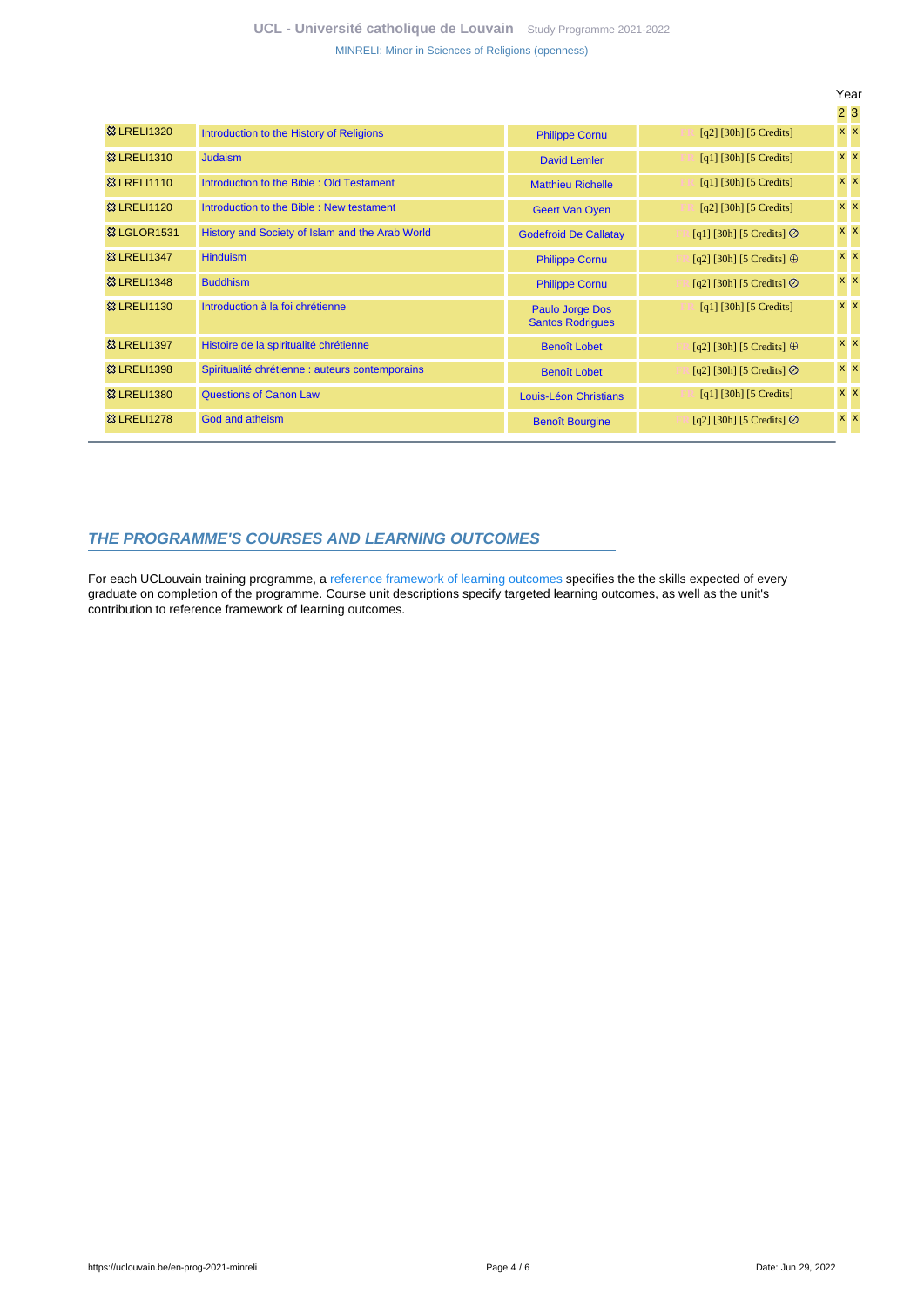| | | | | Year | |
|---|---|---|---|---|---|
| | | | | 2 | 3 |
| LRELI1320 | Introduction to the History of Religions | Philippe Cornu | FR [q2] [30h] [5 Credits] | x | x |
| LRELI1310 | Judaism | David Lemler | FR [q1] [30h] [5 Credits] | x | x |
| LRELI1110 | Introduction to the Bible : Old Testament | Matthieu Richelle | FR [q1] [30h] [5 Credits] | x | x |
| LRELI1120 | Introduction to the Bible : New testament | Geert Van Oyen | FR [q2] [30h] [5 Credits] | x | x |
| LGLOR1531 | History and Society of Islam and the Arab World | Godefroid De Callatay | FR [q1] [30h] [5 Credits] ⊘ | x | x |
| LRELI1347 | Hinduism | Philippe Cornu | FR [q2] [30h] [5 Credits] ⊕ | x | x |
| LRELI1348 | Buddhism | Philippe Cornu | FR [q2] [30h] [5 Credits] ⊘ | x | x |
| LRELI1130 | Introduction à la foi chrétienne | Paulo Jorge Dos Santos Rodrigues | FR [q1] [30h] [5 Credits] | x | x |
| LRELI1397 | Histoire de la spiritualité chrétienne | Benoît Lobet | FR [q2] [30h] [5 Credits] ⊕ | x | x |
| LRELI1398 | Spiritualité chrétienne : auteurs contemporains | Benoît Lobet | FR [q2] [30h] [5 Credits] ⊘ | x | x |
| LRELI1380 | Questions of Canon Law | Louis-Léon Christians | FR [q1] [30h] [5 Credits] | x | x |
| LRELI1278 | God and atheism | Benoît Bourgine | FR [q2] [30h] [5 Credits] ⊘ | x | x |

## THE PROGRAMME'S COURSES AND LEARNING OUTCOMES

For each UCLouvain training programme, a reference framework of learning outcomes specifies the the skills expected of every graduate on completion of the programme. Course unit descriptions specify targeted learning outcomes, as well as the unit's contribution to reference framework of learning outcomes.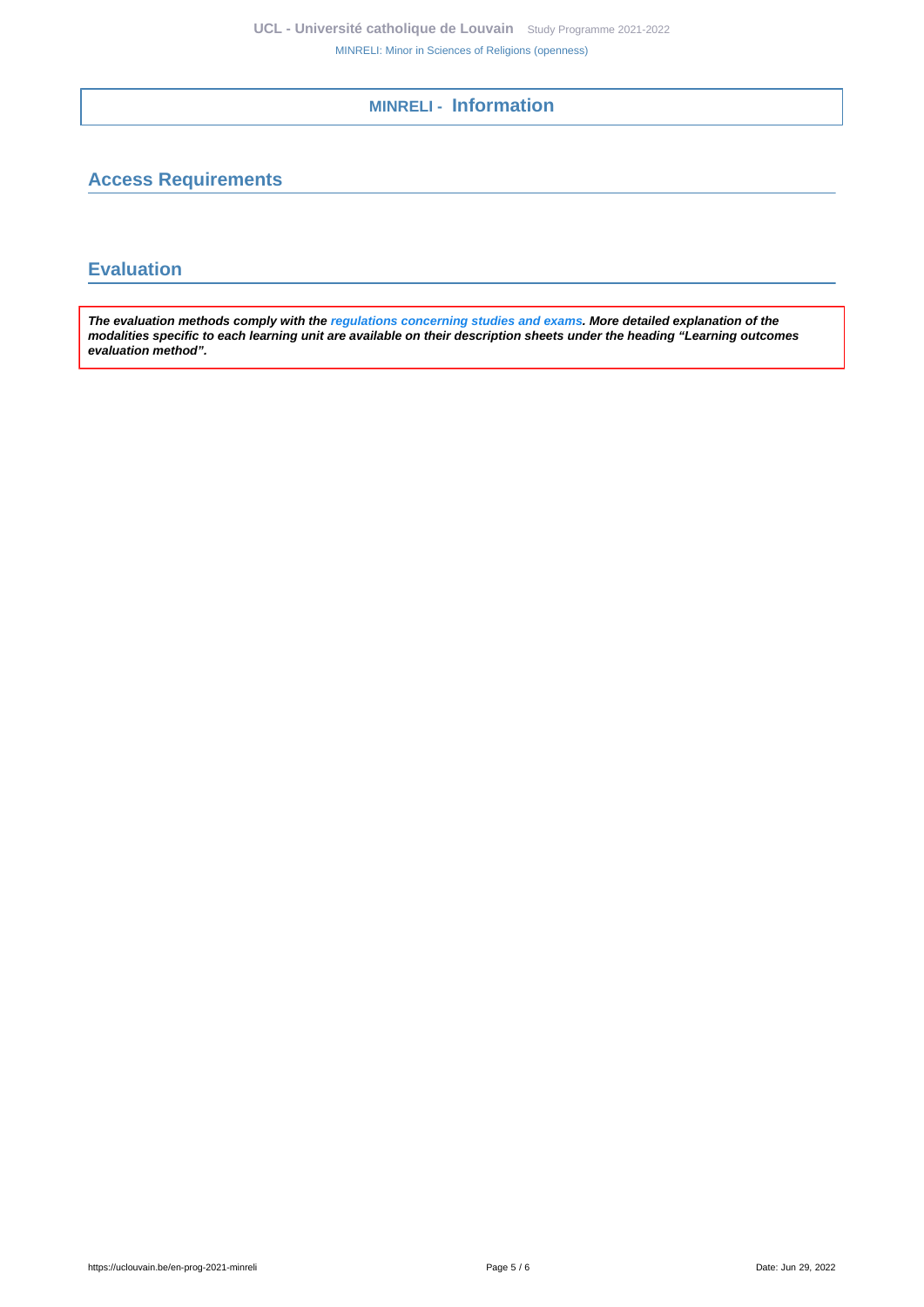# MINRELI - Information

## Access Requirements

## Evaluation

***The evaluation methods comply with the regulations concerning studies and exams. More detailed explanation of the modalities specific to each learning unit are available on their description sheets under the heading "Learning outcomes evaluation method".***